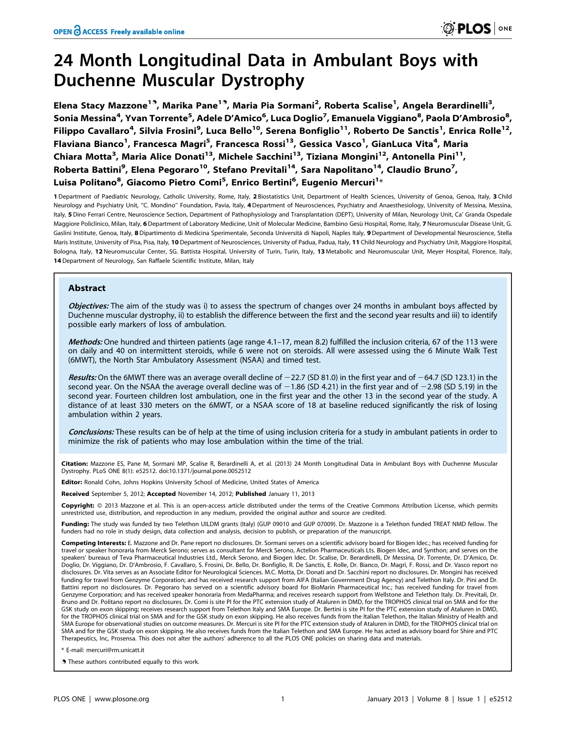# 24 Month Longitudinal Data in Ambulant Boys with Duchenne Muscular Dystrophy

**Elena Stacy Mazzone[1¶], Marika Pane[1¶], Maria Pia Sormani[2], Roberta Scalise[1], Angela Berardinelli[3], Sonia Messina[4], Yvan Torrente[5], Adele D'Amico[6], Luca Doglio[7], Emanuela Viggiano[8], Paola D'Ambrosio[8], Filippo Cavallaro[4], Silvia Frosini[9], Luca Bello[10], Serena Bonfiglio[11], Roberto De Sanctis[1], Enrica Rolle[12], Flaviana Bianco[1], Francesca Magri[5], Francesca Rossi[13], Gessica Vasco[1], GianLuca Vita[4], Maria Chiara Motta[3], Maria Alice Donati[13], Michele Sacchini[13], Tiziana Mongini[12], Antonella Pini[11], Roberta Battini[9], Elena Pegoraro[10], Stefano Previtali[14], Sara Napolitano[14], Claudio Bruno[7], Luisa Politano[8], Giacomo Pietro Comi[5], Enrico Bertini[6], Eugenio Mercuri[1]***

**1** Department of Paediatric Neurology, Catholic University, Rome, Italy, **2** Biostatistics Unit, Department of Health Sciences, University of Genoa, Genoa, Italy, **3** Child Neurology and Psychiatry Unit, ''C. Mondino'' Foundation, Pavia, Italy, **4** Department of Neurosciences, Psychiatry and Anaesthesiology, University of Messina, Messina, Italy, **5** Dino Ferrari Centre, Neuroscience Section, Department of Pathophysiology and Transplantation (DEPT), University of Milan, Neurology Unit, Ca' Granda Ospedale Maggiore Policlinico, Milan, Italy, **6** Department of Laboratory Medicine, Unit of Molecular Medicine, Bambino Gesù Hospital, Rome, Italy, **7** Neuromuscular Disease Unit, G. Gaslini Institute, Genoa, Italy, **8** Dipartimento di Medicina Sperimentale, Seconda Università di Napoli, Naples Italy, **9** Department of Developmental Neuroscience, Stella Maris Institute, University of Pisa, Pisa, Italy, **10** Department of Neurosciences, University of Padua, Padua, Italy, **11** Child Neurology and Psychiatry Unit, Maggiore Hospital, Bologna, Italy, **12** Neuromuscular Center, SG. Battista Hospital, University of Turin, Turin, Italy, **13** Metabolic and Neuromuscular Unit, Meyer Hospital, Florence, Italy, **14** Department of Neurology, San Raffaele Scientific Institute, Milan, Italy

## Abstract

***Objectives:*** The aim of the study was i) to assess the spectrum of changes over 24 months in ambulant boys affected by Duchenne muscular dystrophy, ii) to establish the difference between the first and the second year results and iii) to identify possible early markers of loss of ambulation.

***Methods:*** One hundred and thirteen patients (age range 4.1–17, mean 8.2) fulfilled the inclusion criteria, 67 of the 113 were on daily and 40 on intermittent steroids, while 6 were not on steroids. All were assessed using the 6 Minute Walk Test (6MWT), the North Star Ambulatory Assessment (NSAA) and timed test.

***Results:*** On the 6MWT there was an average overall decline of −22.7 (SD 81.0) in the first year and of −64.7 (SD 123.1) in the second year. On the NSAA the average overall decline was of −1.86 (SD 4.21) in the first year and of −2.98 (SD 5.19) in the second year. Fourteen children lost ambulation, one in the first year and the other 13 in the second year of the study. A distance of at least 330 meters on the 6MWT, or a NSAA score of 18 at baseline reduced significantly the risk of losing ambulation within 2 years.

***Conclusions:*** These results can be of help at the time of using inclusion criteria for a study in ambulant patients in order to minimize the risk of patients who may lose ambulation within the time of the trial.

**Citation:** Mazzone ES, Pane M, Sormani MP, Scalise R, Berardinelli A, et al. (2013) 24 Month Longitudinal Data in Ambulant Boys with Duchenne Muscular Dystrophy. PLoS ONE 8(1): e52512. doi:10.1371/journal.pone.0052512

**Editor:** Ronald Cohn, Johns Hopkins University School of Medicine, United States of America

**Received** September 5, 2012; **Accepted** November 14, 2012; **Published** January 11, 2013

**Copyright:** © 2013 Mazzone et al. This is an open-access article distributed under the terms of the Creative Commons Attribution License, which permits unrestricted use, distribution, and reproduction in any medium, provided the original author and source are credited.

**Funding:** The study was funded by two Telethon UILDM grants (Italy) (GUP 09010 and GUP 07009). Dr. Mazzone is a Telethon funded TREAT NMD fellow. The funders had no role in study design, data collection and analysis, decision to publish, or preparation of the manuscript.

**Competing Interests:** E. Mazzone and Dr. Pane report no disclosures. Dr. Sormani serves on a scientific advisory board for Biogen Idec.; has received funding for travel or speaker honoraria from Merck Serono; serves as consultant for Merck Serono, Actelion Pharmaceuticals Lts. Biogen Idec, and Synthon; and serves on the speakers' bureaus of Teva Pharmaceutical Industries Ltd., Merck Serono, and Biogen Idec. Dr. Scalise, Dr. Berardinelli, Dr Messina, Dr. Torrente, Dr. D'Amico, Dr. Doglio, Dr. Viggiano, Dr. D'Ambrosio, F. Cavallaro, S. Frosini, Dr. Bello, Dr. Bonfiglio, R. De Sanctis, E. Rolle, Dr. Bianco, Dr. Magri, F. Rossi, and Dr. Vasco report no disclosures. Dr. Vita serves as an Associate Editor for Neurological Sciences. M.C. Motta, Dr. Donati and Dr. Sacchini report no disclosures. Dr. Mongini has received funding for travel from Genzyme Corporation; and has received research support from AIFA (Italian Government Drug Agency) and Telethon Italy. Dr. Pini and Dr. Battini report no disclosures. Dr. Pegoraro has served on a scientific advisory board for BioMarin Pharmaceutical Inc.; has received funding for travel from Genzyme Corporation; and has received speaker honoraria from MedaPharma; and receives research support from Wellstone and Telethon Italy. Dr. Previtali, Dr. Bruno and Dr. Politano report no disclosures. Dr. Comi is site PI for the PTC extension study of Ataluren in DMD, for the TROPHOS clinical trial on SMA and for the GSK study on exon skipping; receives research support from Telethon Italy and SMA Europe. Dr. Bertini is site PI for the PTC extension study of Ataluren in DMD, for the TROPHOS clinical trial on SMA and for the GSK study on exon skipping. He also receives funds from the Italian Telethon, the Italian Ministry of Health and SMA Europe for observational studies on outcome measures. Dr. Mercuri is site PI for the PTC extension study of Ataluren in DMD, for the TROPHOS clinical trial on SMA and for the GSK study on exon skipping. He also receives funds from the Italian Telethon and SMA Europe. He has acted as advisory board for Shire and PTC Therapeutics, Inc, Prosensa. This does not alter the authors' adherence to all the PLOS ONE policies on sharing data and materials.

* E-mail: mercuri@rm.unicatt.it

¶ These authors contributed equally to this work.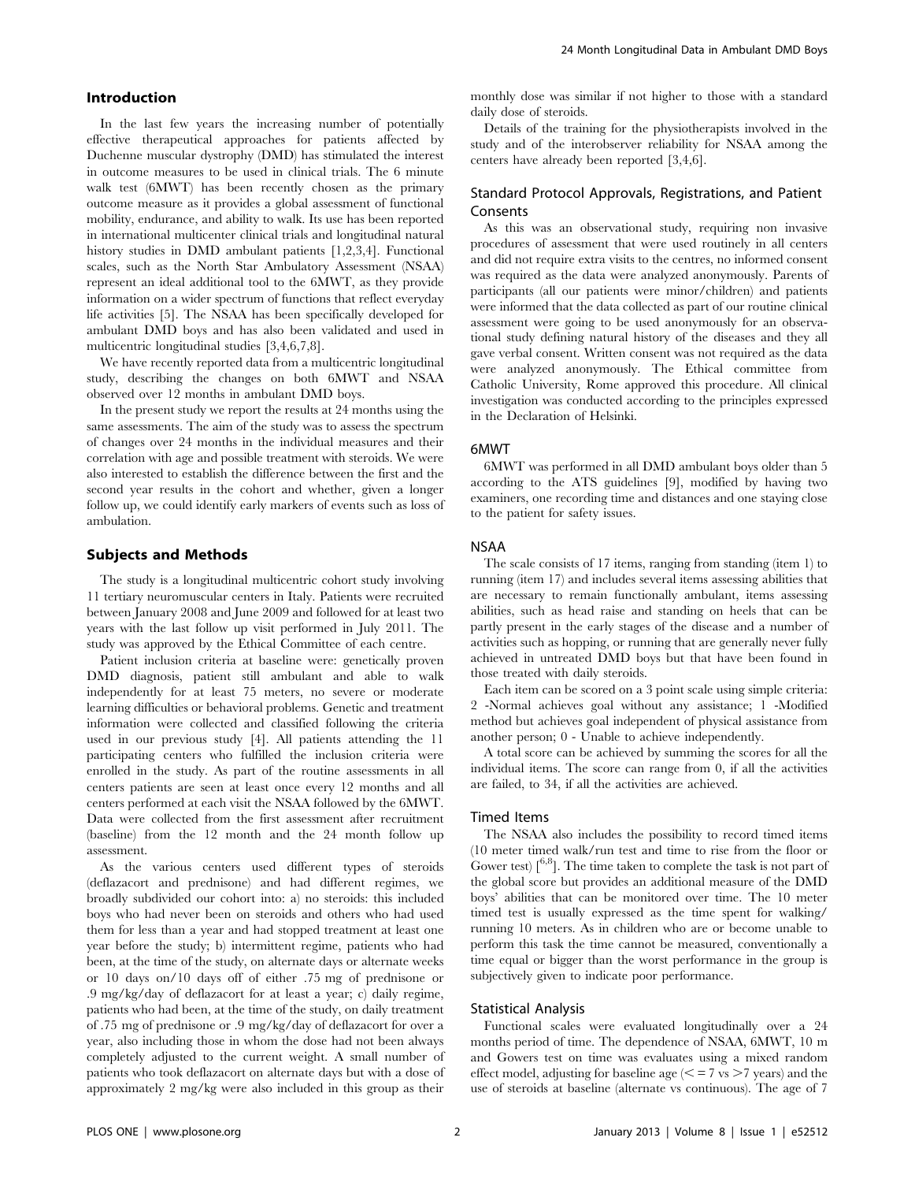## Introduction

In the last few years the increasing number of potentially effective therapeutical approaches for patients affected by Duchenne muscular dystrophy (DMD) has stimulated the interest in outcome measures to be used in clinical trials. The 6 minute walk test (6MWT) has been recently chosen as the primary outcome measure as it provides a global assessment of functional mobility, endurance, and ability to walk. Its use has been reported in international multicenter clinical trials and longitudinal natural history studies in DMD ambulant patients [1,2,3,4]. Functional scales, such as the North Star Ambulatory Assessment (NSAA) represent an ideal additional tool to the 6MWT, as they provide information on a wider spectrum of functions that reflect everyday life activities [5]. The NSAA has been specifically developed for ambulant DMD boys and has also been validated and used in multicentric longitudinal studies [3,4,6,7,8].

We have recently reported data from a multicentric longitudinal study, describing the changes on both 6MWT and NSAA observed over 12 months in ambulant DMD boys.

In the present study we report the results at 24 months using the same assessments. The aim of the study was to assess the spectrum of changes over 24 months in the individual measures and their correlation with age and possible treatment with steroids. We were also interested to establish the difference between the first and the second year results in the cohort and whether, given a longer follow up, we could identify early markers of events such as loss of ambulation.

## Subjects and Methods

The study is a longitudinal multicentric cohort study involving 11 tertiary neuromuscular centers in Italy. Patients were recruited between January 2008 and June 2009 and followed for at least two years with the last follow up visit performed in July 2011. The study was approved by the Ethical Committee of each centre.

Patient inclusion criteria at baseline were: genetically proven DMD diagnosis, patient still ambulant and able to walk independently for at least 75 meters, no severe or moderate learning difficulties or behavioral problems. Genetic and treatment information were collected and classified following the criteria used in our previous study [4]. All patients attending the 11 participating centers who fulfilled the inclusion criteria were enrolled in the study. As part of the routine assessments in all centers patients are seen at least once every 12 months and all centers performed at each visit the NSAA followed by the 6MWT. Data were collected from the first assessment after recruitment (baseline) from the 12 month and the 24 month follow up assessment.

As the various centers used different types of steroids (deflazacort and prednisone) and had different regimes, we broadly subdivided our cohort into: a) no steroids: this included boys who had never been on steroids and others who had used them for less than a year and had stopped treatment at least one year before the study; b) intermittent regime, patients who had been, at the time of the study, on alternate days or alternate weeks or 10 days on/10 days off of either .75 mg of prednisone or .9 mg/kg/day of deflazacort for at least a year; c) daily regime, patients who had been, at the time of the study, on daily treatment of .75 mg of prednisone or .9 mg/kg/day of deflazacort for over a year, also including those in whom the dose had not been always completely adjusted to the current weight. A small number of patients who took deflazacort on alternate days but with a dose of approximately 2 mg/kg were also included in this group as their monthly dose was similar if not higher to those with a standard daily dose of steroids.

Details of the training for the physiotherapists involved in the study and of the interobserver reliability for NSAA among the centers have already been reported [3,4,6].

### Standard Protocol Approvals, Registrations, and Patient Consents

As this was an observational study, requiring non invasive procedures of assessment that were used routinely in all centers and did not require extra visits to the centres, no informed consent was required as the data were analyzed anonymously. Parents of participants (all our patients were minor/children) and patients were informed that the data collected as part of our routine clinical assessment were going to be used anonymously for an observational study defining natural history of the diseases and they all gave verbal consent. Written consent was not required as the data were analyzed anonymously. The Ethical committee from Catholic University, Rome approved this procedure. All clinical investigation was conducted according to the principles expressed in the Declaration of Helsinki.

### 6MWT

6MWT was performed in all DMD ambulant boys older than 5 according to the ATS guidelines [9], modified by having two examiners, one recording time and distances and one staying close to the patient for safety issues.

### NSAA

The scale consists of 17 items, ranging from standing (item 1) to running (item 17) and includes several items assessing abilities that are necessary to remain functionally ambulant, items assessing abilities, such as head raise and standing on heels that can be partly present in the early stages of the disease and a number of activities such as hopping, or running that are generally never fully achieved in untreated DMD boys but that have been found in those treated with daily steroids.

Each item can be scored on a 3 point scale using simple criteria: 2 -Normal achieves goal without any assistance; 1 -Modified method but achieves goal independent of physical assistance from another person; 0 - Unable to achieve independently.

A total score can be achieved by summing the scores for all the individual items. The score can range from 0, if all the activities are failed, to 34, if all the activities are achieved.

### Timed Items

The NSAA also includes the possibility to record timed items (10 meter timed walk/run test and time to rise from the floor or Gower test) [6,8]. The time taken to complete the task is not part of the global score but provides an additional measure of the DMD boys' abilities that can be monitored over time. The 10 meter timed test is usually expressed as the time spent for walking/running 10 meters. As in children who are or become unable to perform this task the time cannot be measured, conventionally a time equal or bigger than the worst performance in the group is subjectively given to indicate poor performance.

### Statistical Analysis

Functional scales were evaluated longitudinally over a 24 months period of time. The dependence of NSAA, 6MWT, 10 m and Gowers test on time was evaluates using a mixed random effect model, adjusting for baseline age ($\leq 7$ vs $>7$ years) and the use of steroids at baseline (alternate vs continuous). The age of 7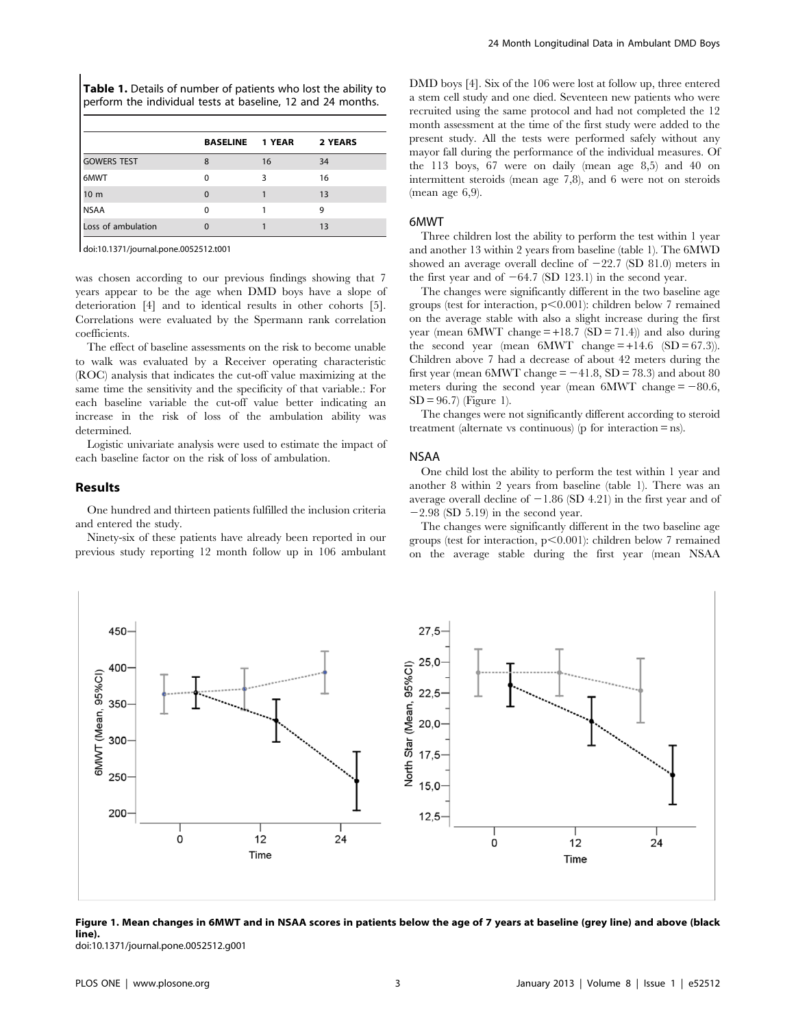**Table 1.** Details of number of patients who lost the ability to perform the individual tests at baseline, 12 and 24 months.

| | BASELINE | 1 YEAR | 2 YEARS |
|---|---|---|---|
| GOWERS TEST | 8 | 16 | 34 |
| 6MWT | 0 | 3 | 16 |
| 10 m | 0 | 1 | 13 |
| NSAA | 0 | 1 | 9 |
| Loss of ambulation | 0 | 1 | 13 |

doi:10.1371/journal.pone.0052512.t001

was chosen according to our previous findings showing that 7 years appear to be the age when DMD boys have a slope of deterioration [4] and to identical results in other cohorts [5]. Correlations were evaluated by the Spermann rank correlation coefficients.

The effect of baseline assessments on the risk to become unable to walk was evaluated by a Receiver operating characteristic (ROC) analysis that indicates the cut-off value maximizing at the same time the sensitivity and the specificity of that variable.: For each baseline variable the cut-off value better indicating an increase in the risk of loss of the ambulation ability was determined.

Logistic univariate analysis were used to estimate the impact of each baseline factor on the risk of loss of ambulation.

## Results

One hundred and thirteen patients fulfilled the inclusion criteria and entered the study.

Ninety-six of these patients have already been reported in our previous study reporting 12 month follow up in 106 ambulant DMD boys [4]. Six of the 106 were lost at follow up, three entered a stem cell study and one died. Seventeen new patients who were recruited using the same protocol and had not completed the 12 month assessment at the time of the first study were added to the present study. All the tests were performed safely without any mayor fall during the performance of the individual measures. Of the 113 boys, 67 were on daily (mean age 8,5) and 40 on intermittent steroids (mean age 7,8), and 6 were not on steroids (mean age 6,9).

### 6MWT

Three children lost the ability to perform the test within 1 year and another 13 within 2 years from baseline (table 1). The 6MWD showed an average overall decline of −22.7 (SD 81.0) meters in the first year and of −64.7 (SD 123.1) in the second year.

The changes were significantly different in the two baseline age groups (test for interaction, $p<0.001$): children below 7 remained on the average stable with also a slight increase during the first year (mean 6MWT change = +18.7 (SD = 71.4)) and also during the second year (mean 6MWT change = +14.6 (SD = 67.3)). Children above 7 had a decrease of about 42 meters during the first year (mean 6MWT change = −41.8, SD = 78.3) and about 80 meters during the second year (mean 6MWT change = −80.6, SD = 96.7) (Figure 1).

The changes were not significantly different according to steroid treatment (alternate vs continuous) (p for interaction = ns).

### NSAA

One child lost the ability to perform the test within 1 year and another 8 within 2 years from baseline (table 1). There was an average overall decline of −1.86 (SD 4.21) in the first year and of −2.98 (SD 5.19) in the second year.

The changes were significantly different in the two baseline age groups (test for interaction, $p<0.001$): children below 7 remained on the average stable during the first year (mean NSAA

**Figure 1. Mean changes in 6MWT and in NSAA scores in patients below the age of 7 years at baseline (grey line) and above (black line).**
doi:10.1371/journal.pone.0052512.g001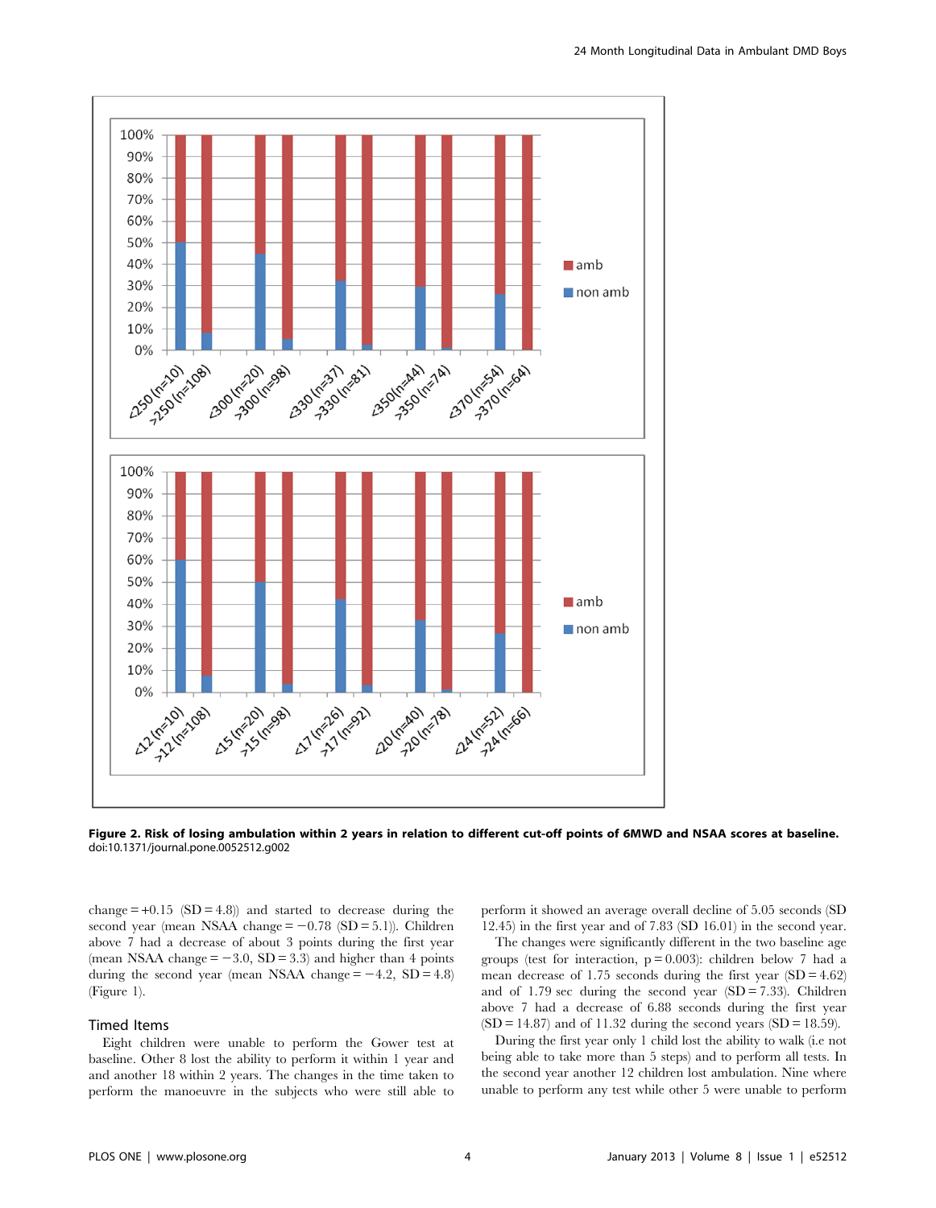**Figure 2. Risk of losing ambulation within 2 years in relation to different cut-off points of 6MWD and NSAA scores at baseline.**
doi:10.1371/journal.pone.0052512.g002

change = +0.15 (SD = 4.8)) and started to decrease during the second year (mean NSAA change = −0.78 (SD = 5.1)). Children above 7 had a decrease of about 3 points during the first year (mean NSAA change = −3.0, SD = 3.3) and higher than 4 points during the second year (mean NSAA change = −4.2, SD = 4.8) (Figure 1).

### Timed Items

Eight children were unable to perform the Gower test at baseline. Other 8 lost the ability to perform it within 1 year and and another 18 within 2 years. The changes in the time taken to perform the manoeuvre in the subjects who were still able to perform it showed an average overall decline of 5.05 seconds (SD 12.45) in the first year and of 7.83 (SD 16.01) in the second year.

The changes were significantly different in the two baseline age groups (test for interaction, p = 0.003): children below 7 had a mean decrease of 1.75 seconds during the first year (SD = 4.62) and of 1.79 sec during the second year (SD = 7.33). Children above 7 had a decrease of 6.88 seconds during the first year (SD = 14.87) and of 11.32 during the second years (SD = 18.59).

During the first year only 1 child lost the ability to walk (i.e not being able to take more than 5 steps) and to perform all tests. In the second year another 12 children lost ambulation. Nine where unable to perform any test while other 5 were unable to perform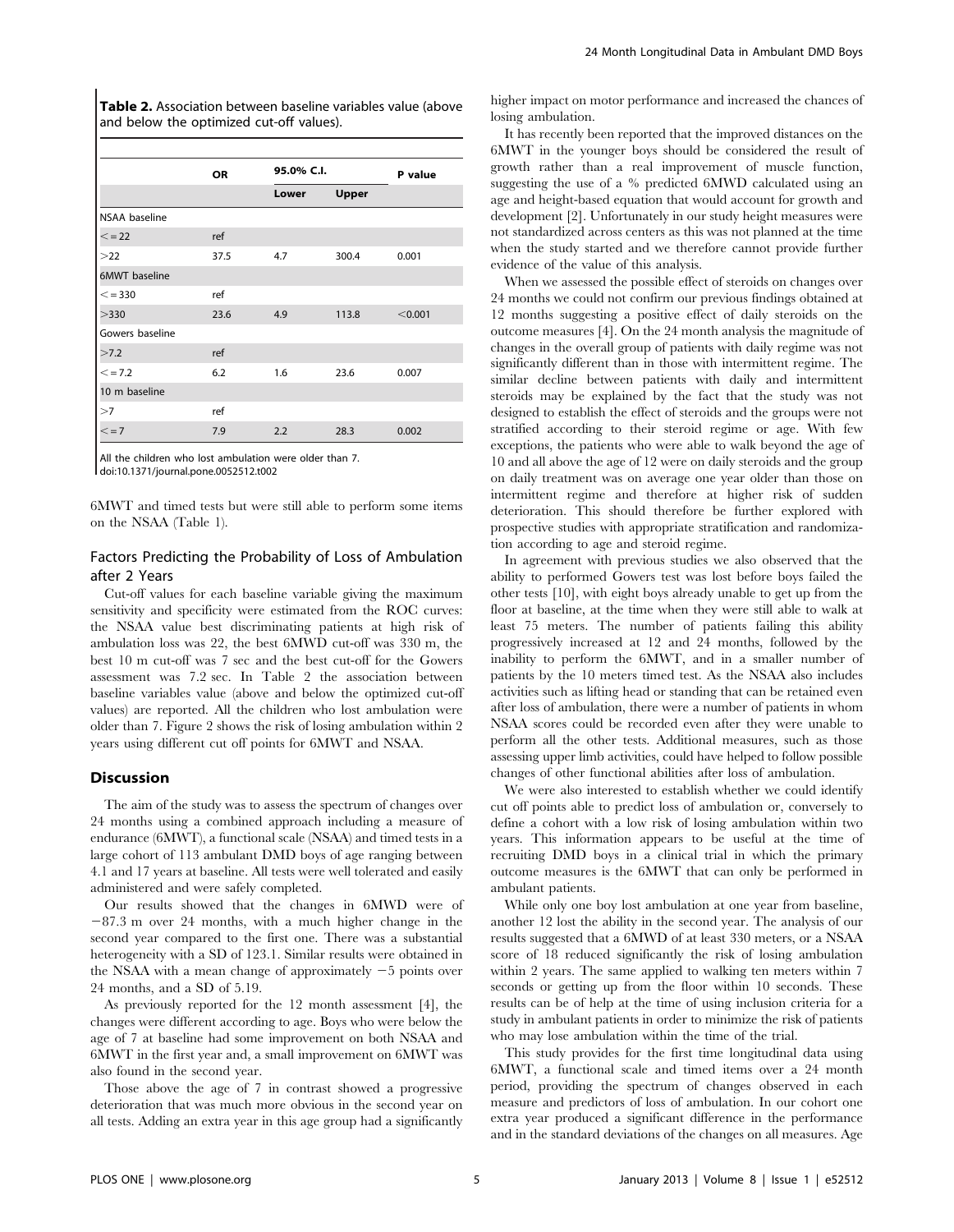**Table 2.** Association between baseline variables value (above and below the optimized cut-off values).

| | OR | 95.0% C.I. | | P value |
|---|---|---|---|---|
| | | Lower | Upper | |
| NSAA baseline | | | | |
| <=22 | ref | | | |
| >22 | 37.5 | 4.7 | 300.4 | 0.001 |
| 6MWT baseline | | | | |
| <=330 | ref | | | |
| >330 | 23.6 | 4.9 | 113.8 | <0.001 |
| Gowers baseline | | | | |
| >7.2 | ref | | | |
| <=7.2 | 6.2 | 1.6 | 23.6 | 0.007 |
| 10 m baseline | | | | |
| >7 | ref | | | |
| <=7 | 7.9 | 2.2 | 28.3 | 0.002 |

All the children who lost ambulation were older than 7.
doi:10.1371/journal.pone.0052512.t002

6MWT and timed tests but were still able to perform some items on the NSAA (Table 1).

## Factors Predicting the Probability of Loss of Ambulation after 2 Years

Cut-off values for each baseline variable giving the maximum sensitivity and specificity were estimated from the ROC curves: the NSAA value best discriminating patients at high risk of ambulation loss was 22, the best 6MWD cut-off was 330 m, the best 10 m cut-off was 7 sec and the best cut-off for the Gowers assessment was 7.2 sec. In Table 2 the association between baseline variables value (above and below the optimized cut-off values) are reported. All the children who lost ambulation were older than 7. Figure 2 shows the risk of losing ambulation within 2 years using different cut off points for 6MWT and NSAA.

## Discussion

The aim of the study was to assess the spectrum of changes over 24 months using a combined approach including a measure of endurance (6MWT), a functional scale (NSAA) and timed tests in a large cohort of 113 ambulant DMD boys of age ranging between 4.1 and 17 years at baseline. All tests were well tolerated and easily administered and were safely completed.

Our results showed that the changes in 6MWD were of −87.3 m over 24 months, with a much higher change in the second year compared to the first one. There was a substantial heterogeneity with a SD of 123.1. Similar results were obtained in the NSAA with a mean change of approximately −5 points over 24 months, and a SD of 5.19.

As previously reported for the 12 month assessment [4], the changes were different according to age. Boys who were below the age of 7 at baseline had some improvement on both NSAA and 6MWT in the first year and, a small improvement on 6MWT was also found in the second year.

Those above the age of 7 in contrast showed a progressive deterioration that was much more obvious in the second year on all tests. Adding an extra year in this age group had a significantly higher impact on motor performance and increased the chances of losing ambulation.

It has recently been reported that the improved distances on the 6MWT in the younger boys should be considered the result of growth rather than a real improvement of muscle function, suggesting the use of a % predicted 6MWD calculated using an age and height-based equation that would account for growth and development [2]. Unfortunately in our study height measures were not standardized across centers as this was not planned at the time when the study started and we therefore cannot provide further evidence of the value of this analysis.

When we assessed the possible effect of steroids on changes over 24 months we could not confirm our previous findings obtained at 12 months suggesting a positive effect of daily steroids on the outcome measures [4]. On the 24 month analysis the magnitude of changes in the overall group of patients with daily regime was not significantly different than in those with intermittent regime. The similar decline between patients with daily and intermittent steroids may be explained by the fact that the study was not designed to establish the effect of steroids and the groups were not stratified according to their steroid regime or age. With few exceptions, the patients who were able to walk beyond the age of 10 and all above the age of 12 were on daily steroids and the group on daily treatment was on average one year older than those on intermittent regime and therefore at higher risk of sudden deterioration. This should therefore be further explored with prospective studies with appropriate stratification and randomization according to age and steroid regime.

In agreement with previous studies we also observed that the ability to performed Gowers test was lost before boys failed the other tests [10], with eight boys already unable to get up from the floor at baseline, at the time when they were still able to walk at least 75 meters. The number of patients failing this ability progressively increased at 12 and 24 months, followed by the inability to perform the 6MWT, and in a smaller number of patients by the 10 meters timed test. As the NSAA also includes activities such as lifting head or standing that can be retained even after loss of ambulation, there were a number of patients in whom NSAA scores could be recorded even after they were unable to perform all the other tests. Additional measures, such as those assessing upper limb activities, could have helped to follow possible changes of other functional abilities after loss of ambulation.

We were also interested to establish whether we could identify cut off points able to predict loss of ambulation or, conversely to define a cohort with a low risk of losing ambulation within two years. This information appears to be useful at the time of recruiting DMD boys in a clinical trial in which the primary outcome measures is the 6MWT that can only be performed in ambulant patients.

While only one boy lost ambulation at one year from baseline, another 12 lost the ability in the second year. The analysis of our results suggested that a 6MWD of at least 330 meters, or a NSAA score of 18 reduced significantly the risk of losing ambulation within 2 years. The same applied to walking ten meters within 7 seconds or getting up from the floor within 10 seconds. These results can be of help at the time of using inclusion criteria for a study in ambulant patients in order to minimize the risk of patients who may lose ambulation within the time of the trial.

This study provides for the first time longitudinal data using 6MWT, a functional scale and timed items over a 24 month period, providing the spectrum of changes observed in each measure and predictors of loss of ambulation. In our cohort one extra year produced a significant difference in the performance and in the standard deviations of the changes on all measures. Age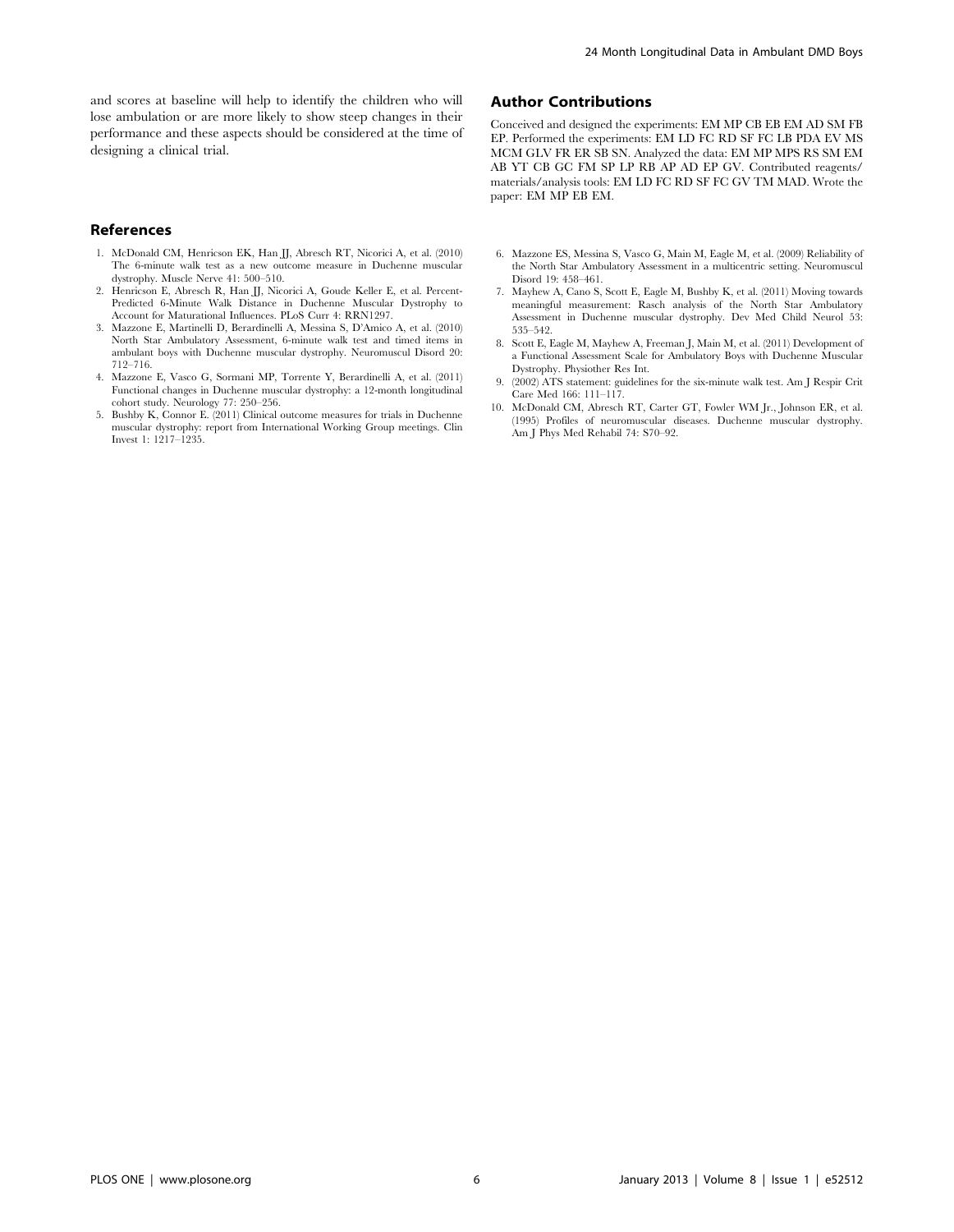and scores at baseline will help to identify the children who will lose ambulation or are more likely to show steep changes in their performance and these aspects should be considered at the time of designing a clinical trial.

## Author Contributions

Conceived and designed the experiments: EM MP CB EB EM AD SM FB EP. Performed the experiments: EM LD FC RD SF FC LB PDA EV MS MCM GLV FR ER SB SN. Analyzed the data: EM MP MPS RS SM EM AB YT CB GC FM SP LP RB AP AD EP GV. Contributed reagents/materials/analysis tools: EM LD FC RD SF FC GV TM MAD. Wrote the paper: EM MP EB EM.

## References

1. McDonald CM, Henricson EK, Han JJ, Abresch RT, Nicorici A, et al. (2010) The 6-minute walk test as a new outcome measure in Duchenne muscular dystrophy. Muscle Nerve 41: 500–510.
2. Henricson E, Abresch R, Han JJ, Nicorici A, Goude Keller E, et al. Percent-Predicted 6-Minute Walk Distance in Duchenne Muscular Dystrophy to Account for Maturational Influences. PLoS Curr 4: RRN1297.
3. Mazzone E, Martinelli D, Berardinelli A, Messina S, D'Amico A, et al. (2010) North Star Ambulatory Assessment, 6-minute walk test and timed items in ambulant boys with Duchenne muscular dystrophy. Neuromuscul Disord 20: 712–716.
4. Mazzone E, Vasco G, Sormani MP, Torrente Y, Berardinelli A, et al. (2011) Functional changes in Duchenne muscular dystrophy: a 12-month longitudinal cohort study. Neurology 77: 250–256.
5. Bushby K, Connor E. (2011) Clinical outcome measures for trials in Duchenne muscular dystrophy: report from International Working Group meetings. Clin Invest 1: 1217–1235.
6. Mazzone ES, Messina S, Vasco G, Main M, Eagle M, et al. (2009) Reliability of the North Star Ambulatory Assessment in a multicentric setting. Neuromuscul Disord 19: 458–461.
7. Mayhew A, Cano S, Scott E, Eagle M, Bushby K, et al. (2011) Moving towards meaningful measurement: Rasch analysis of the North Star Ambulatory Assessment in Duchenne muscular dystrophy. Dev Med Child Neurol 53: 535–542.
8. Scott E, Eagle M, Mayhew A, Freeman J, Main M, et al. (2011) Development of a Functional Assessment Scale for Ambulatory Boys with Duchenne Muscular Dystrophy. Physiother Res Int.
9. (2002) ATS statement: guidelines for the six-minute walk test. Am J Respir Crit Care Med 166: 111–117.
10. McDonald CM, Abresch RT, Carter GT, Fowler WM Jr., Johnson ER, et al. (1995) Profiles of neuromuscular diseases. Duchenne muscular dystrophy. Am J Phys Med Rehabil 74: S70–92.